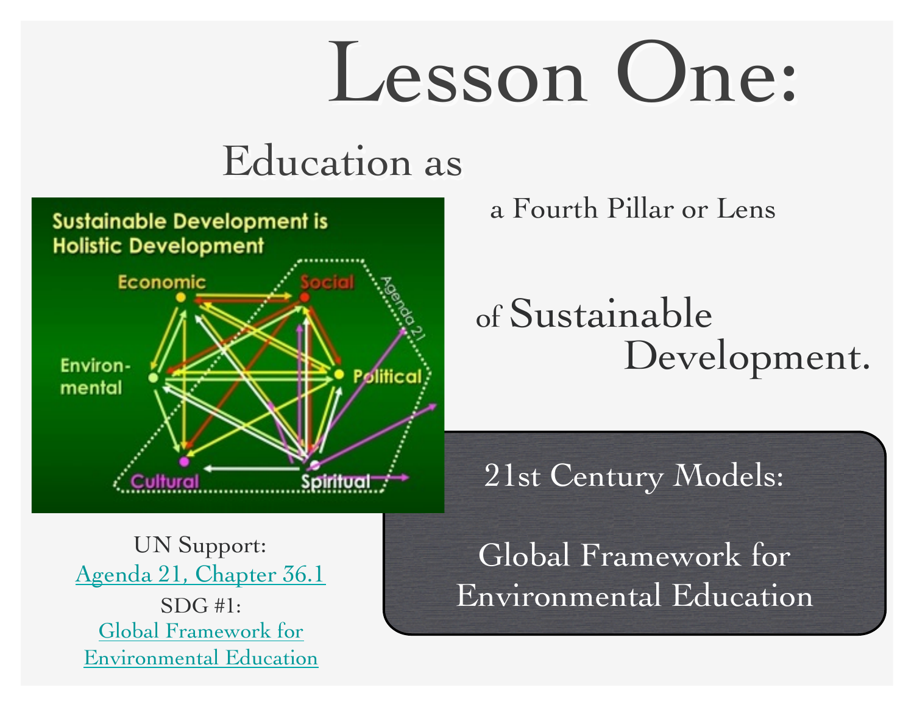# Lesson One:

## Education as a Fourth Pillar or Lens of Sustainable Development.

21st Century Models:

Global Framework for Environmental Education

UN Support:
Agenda 21, Chapter 36.1
SDG #1:
Global Framework for Environmental Education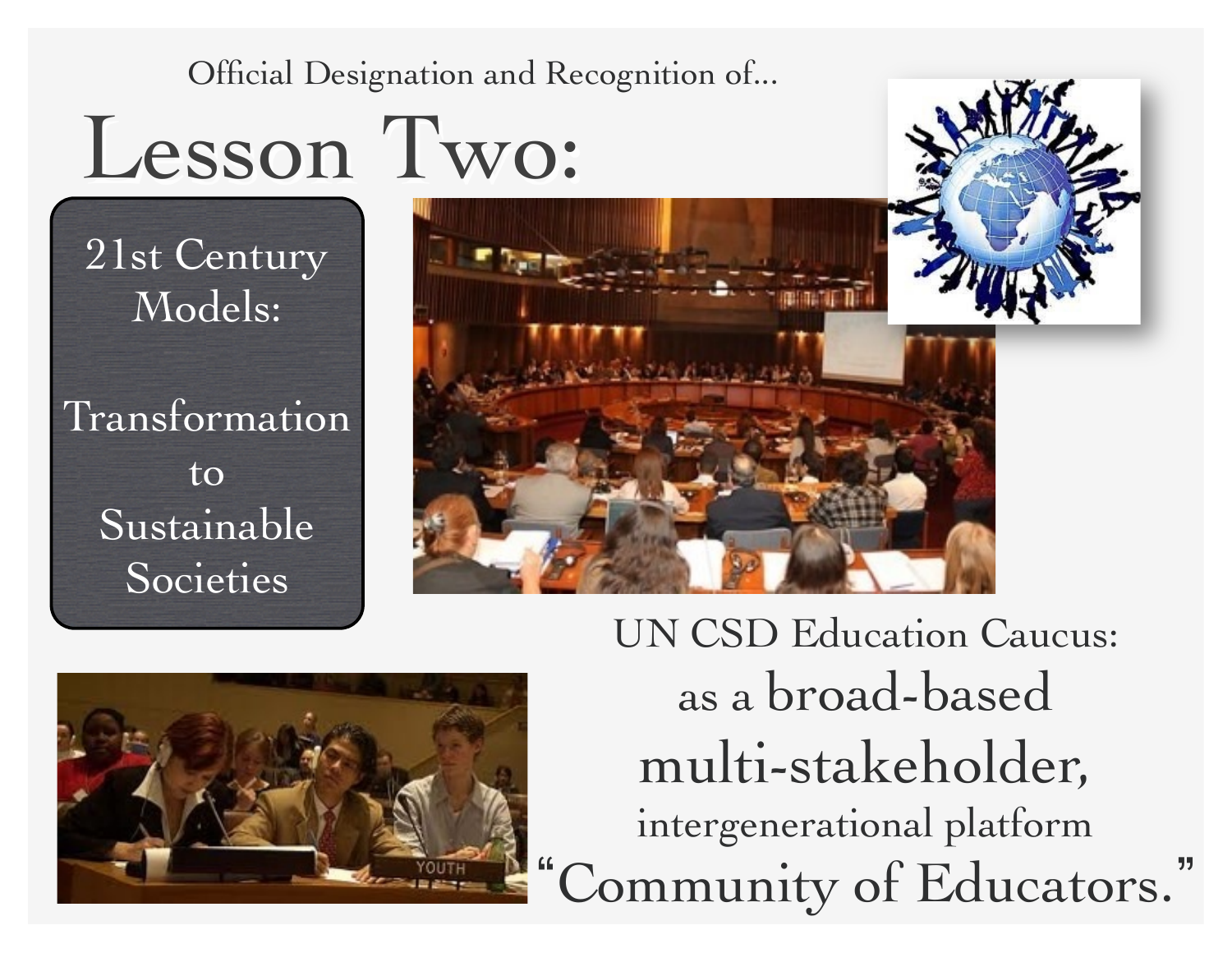Official Designation and Recognition of...

# Lesson Two:

21st Century Models:

Transformation to Sustainable Societies

UN CSD Education Caucus:

as a broad-based multi-stakeholder, intergenerational platform

"Community of Educators."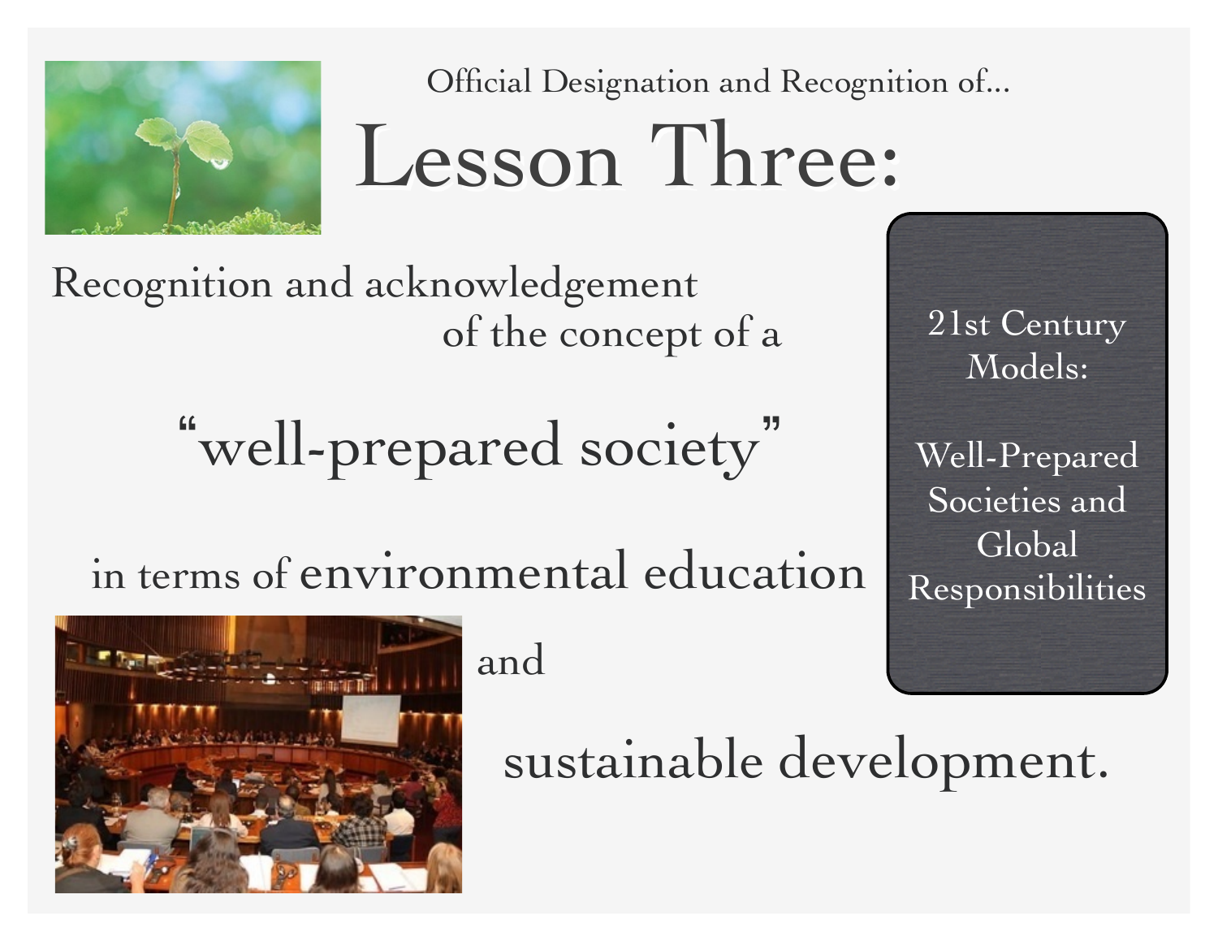Official Designation and Recognition of...

# Lesson Three:

Recognition and acknowledgement of the concept of a

## "well-prepared society"

in terms of environmental education and sustainable development.

**21st Century Models:**

**Well-Prepared Societies and Global Responsibilities**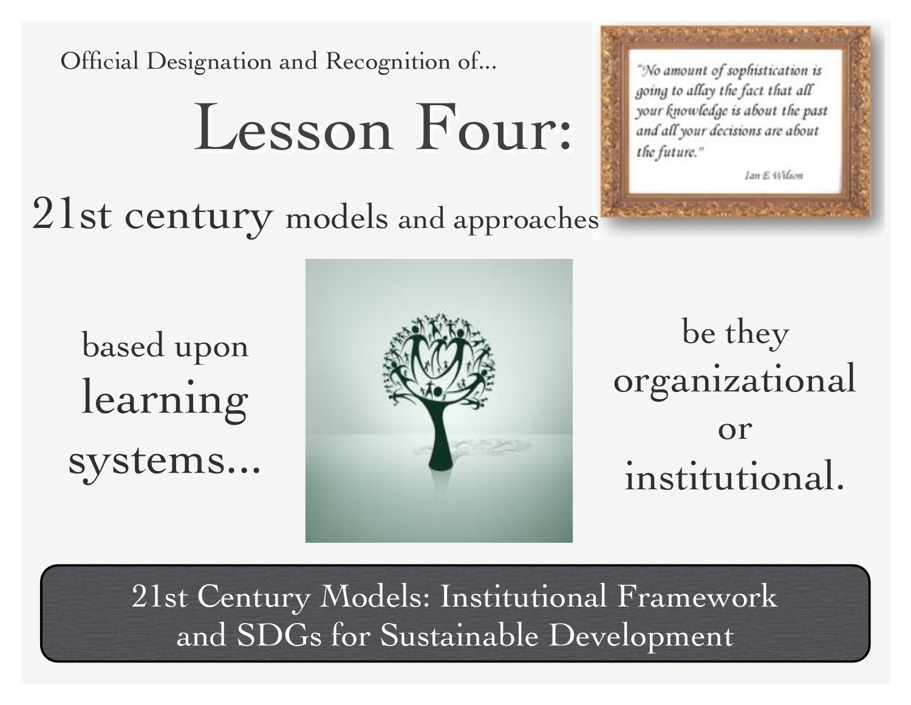Official Designation and Recognition of...

# Lesson Four:

## 21st century models and approaches

> *"No amount of sophistication is going to allay the fact that all your knowledge is about the past and all your decisions are about the future."*
>
> Ian E Wilson

based upon learning systems...

be they organizational or institutional.

**21st Century Models: Institutional Framework and SDGs for Sustainable Development**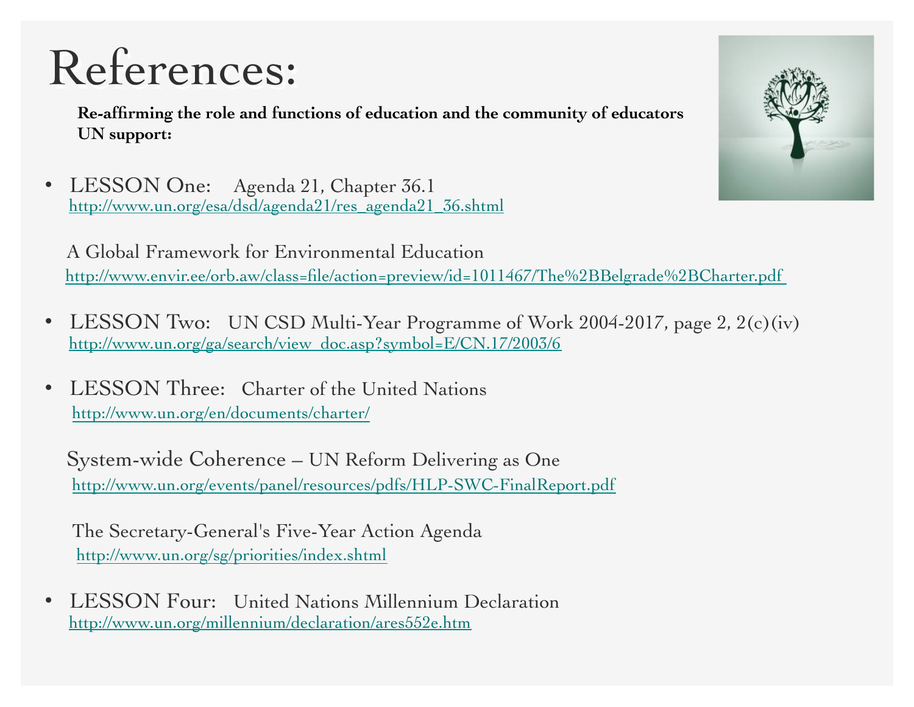# References:

**Re-affirming the role and functions of education and the community of educators**
**UN support:**

- LESSON One: Agenda 21, Chapter 36.1
  http://www.un.org/esa/dsd/agenda21/res_agenda21_36.shtml

  A Global Framework for Environmental Education
  http://www.envir.ee/orb.aw/class=file/action=preview/id=1011467/The%2BBelgrade%2BCharter.pdf

- LESSON Two: UN CSD Multi-Year Programme of Work 2004-2017, page 2, 2(c)(iv)
  http://www.un.org/ga/search/view_doc.asp?symbol=E/CN.17/2003/6

- LESSON Three: Charter of the United Nations
  http://www.un.org/en/documents/charter/

  System-wide Coherence – UN Reform Delivering as One
  http://www.un.org/events/panel/resources/pdfs/HLP-SWC-FinalReport.pdf

  The Secretary-General's Five-Year Action Agenda
  http://www.un.org/sg/priorities/index.shtml

- LESSON Four: United Nations Millennium Declaration
  http://www.un.org/millennium/declaration/ares552e.htm